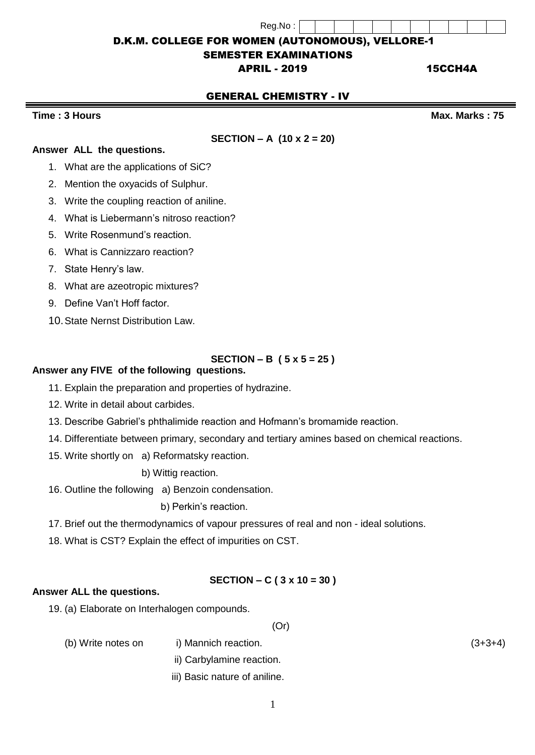Reg.No :

# D.K.M. COLLEGE FOR WOMEN (AUTONOMOUS), VELLORE-1

## SEMESTER EXAMINATIONS

## APRIL - 2019 15CCH4A

## GENERAL CHEMISTRY - IV

**Time : 3 Hours** **Max. Marks : 75**

### SECTION – A (10 x 2 = 20)

**Answer ALL the questions.**

1. What are the applications of SiC?
2. Mention the oxyacids of Sulphur.
3. Write the coupling reaction of aniline.
4. What is Liebermann's nitroso reaction?
5. Write Rosenmund's reaction.
6. What is Cannizzaro reaction?
7. State Henry's law.
8. What are azeotropic mixtures?
9. Define Van't Hoff factor.
10. State Nernst Distribution Law.

### SECTION – B ( 5 x 5 = 25 )

**Answer any FIVE of the following questions.**

11. Explain the preparation and properties of hydrazine.
12. Write in detail about carbides.
13. Describe Gabriel's phthalimide reaction and Hofmann's bromamide reaction.
14. Differentiate between primary, secondary and tertiary amines based on chemical reactions.
15. Write shortly on a) Reformatsky reaction.
    b) Wittig reaction.
16. Outline the following a) Benzoin condensation.
    b) Perkin's reaction.
17. Brief out the thermodynamics of vapour pressures of real and non - ideal solutions.
18. What is CST? Explain the effect of impurities on CST.

### SECTION – C ( 3 x 10 = 30 )

**Answer ALL the questions.**

19. (a) Elaborate on Interhalogen compounds.

(Or)

(b) Write notes on i) Mannich reaction. (3+3+4)
ii) Carbylamine reaction.
iii) Basic nature of aniline.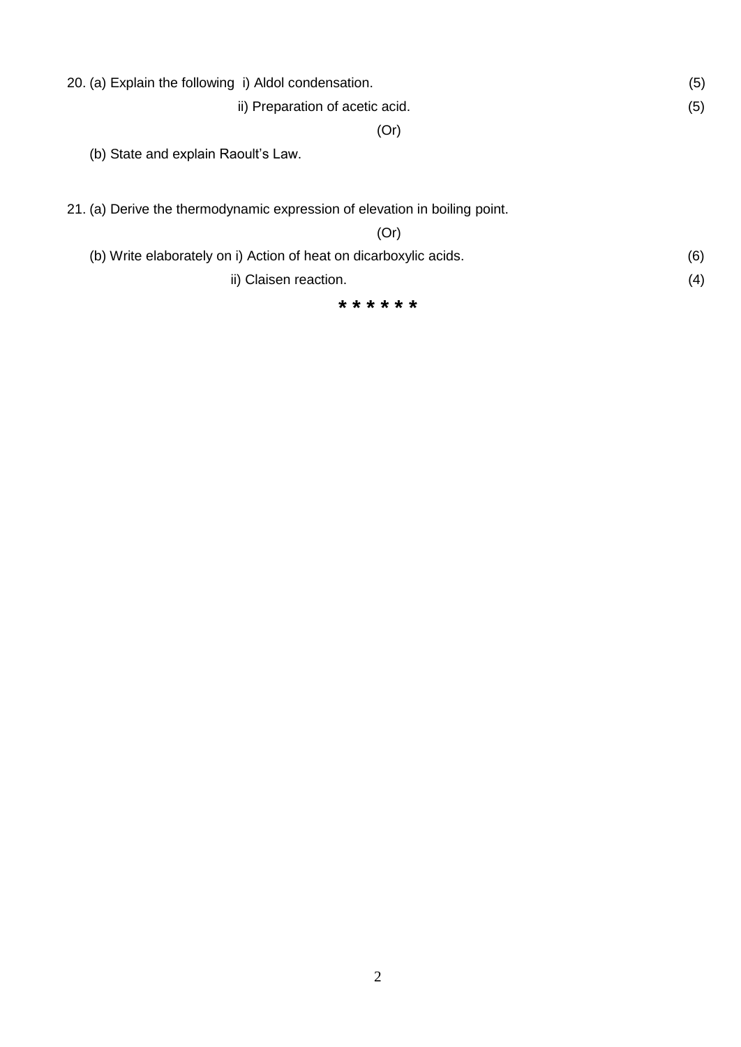20. (a) Explain the following i) Aldol condensation. (5)

ii) Preparation of acetic acid. (5)

(Or)

(b) State and explain Raoult's Law.

21. (a) Derive the thermodynamic expression of elevation in boiling point.

(Or)

(b) Write elaborately on i) Action of heat on dicarboxylic acids. (6)

ii) Claisen reaction. (4)

* * * * * *